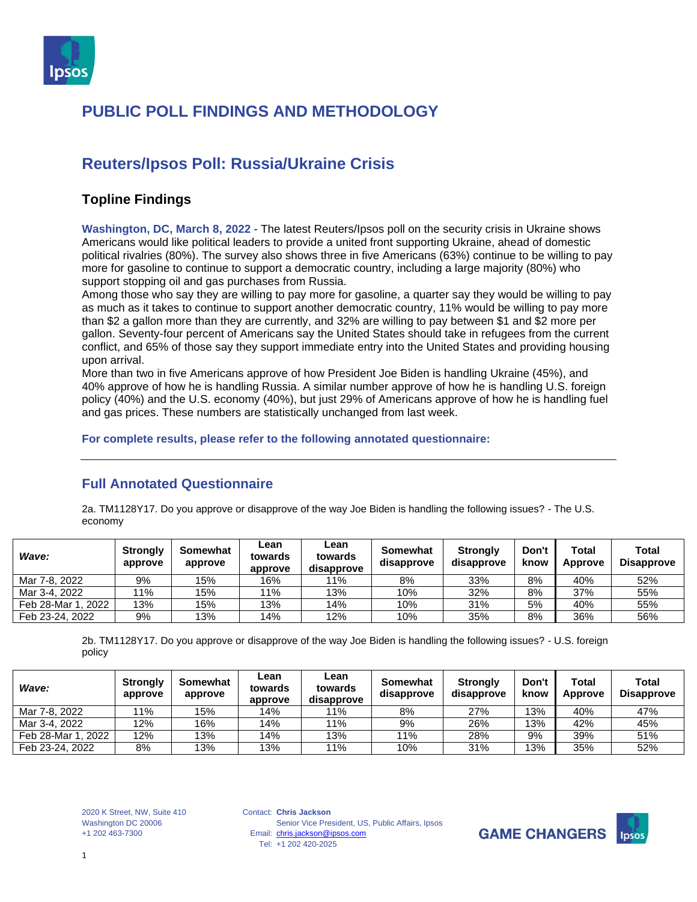# PUBLIC POLL FINDINGS AND METHODOLOGY

## Reuters/Ipsos Poll: Russia/Ukraine Crisis

### Topline Findings

**Washington, DC, March 8, 2022** - The latest Reuters/Ipsos poll on the security crisis in Ukraine shows Americans would like political leaders to provide a united front supporting Ukraine, ahead of domestic political rivalries (80%). The survey also shows three in five Americans (63%) continue to be willing to pay more for gasoline to continue to support a democratic country, including a large majority (80%) who support stopping oil and gas purchases from Russia.

Among those who say they are willing to pay more for gasoline, a quarter say they would be willing to pay as much as it takes to continue to support another democratic country, 11% would be willing to pay more than $2 a gallon more than they are currently, and 32% are willing to pay between $1 and $2 more per gallon. Seventy-four percent of Americans say the United States should take in refugees from the current conflict, and 65% of those say they support immediate entry into the United States and providing housing upon arrival.

More than two in five Americans approve of how President Joe Biden is handling Ukraine (45%), and 40% approve of how he is handling Russia. A similar number approve of how he is handling U.S. foreign policy (40%) and the U.S. economy (40%), but just 29% of Americans approve of how he is handling fuel and gas prices. These numbers are statistically unchanged from last week.

**For complete results, please refer to the following annotated questionnaire:**

---

## Full Annotated Questionnaire

2a. TM1128Y17. Do you approve or disapprove of the way Joe Biden is handling the following issues? - The U.S. economy

| *Wave:* | Strongly approve | Somewhat approve | Lean towards approve | Lean towards disapprove | Somewhat disapprove | Strongly disapprove | Don't know | Total Approve | Total Disapprove |
|---|---|---|---|---|---|---|---|---|---|
| Mar 7-8, 2022 | 9% | 15% | 16% | 11% | 8% | 33% | 8% | 40% | 52% |
| Mar 3-4, 2022 | 11% | 15% | 11% | 13% | 10% | 32% | 8% | 37% | 55% |
| Feb 28-Mar 1, 2022 | 13% | 15% | 13% | 14% | 10% | 31% | 5% | 40% | 55% |
| Feb 23-24, 2022 | 9% | 13% | 14% | 12% | 10% | 35% | 8% | 36% | 56% |

2b. TM1128Y17. Do you approve or disapprove of the way Joe Biden is handling the following issues? - U.S. foreign policy

| *Wave:* | Strongly approve | Somewhat approve | Lean towards approve | Lean towards disapprove | Somewhat disapprove | Strongly disapprove | Don't know | Total Approve | Total Disapprove |
|---|---|---|---|---|---|---|---|---|---|
| Mar 7-8, 2022 | 11% | 15% | 14% | 11% | 8% | 27% | 13% | 40% | 47% |
| Mar 3-4, 2022 | 12% | 16% | 14% | 11% | 9% | 26% | 13% | 42% | 45% |
| Feb 28-Mar 1, 2022 | 12% | 13% | 14% | 13% | 11% | 28% | 9% | 39% | 51% |
| Feb 23-24, 2022 | 8% | 13% | 13% | 11% | 10% | 31% | 13% | 35% | 52% |

2020 K Street, NW, Suite 410
Washington DC 20006
+1 202 463-7300

Contact: **Chris Jackson**
Senior Vice President, US, Public Affairs, Ipsos
Email: chris.jackson@ipsos.com
Tel: +1 202 420-2025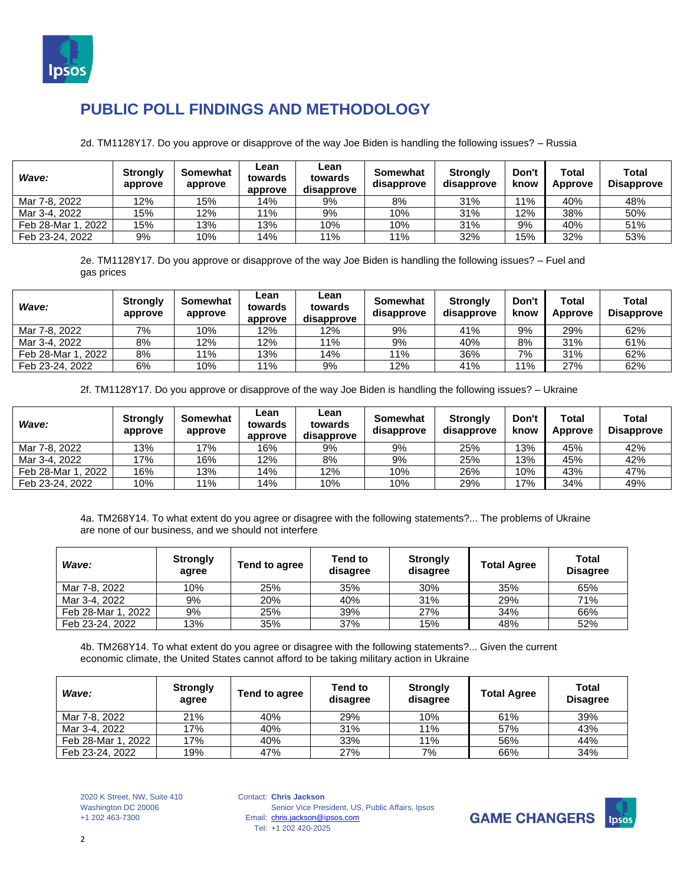# PUBLIC POLL FINDINGS AND METHODOLOGY

2d. TM1128Y17. Do you approve or disapprove of the way Joe Biden is handling the following issues? – Russia

| *Wave:* | Strongly approve | Somewhat approve | Lean towards approve | Lean towards disapprove | Somewhat disapprove | Strongly disapprove | Don't know | Total Approve | Total Disapprove |
|---|---|---|---|---|---|---|---|---|---|
| Mar 7-8, 2022 | 12% | 15% | 14% | 9% | 8% | 31% | 11% | 40% | 48% |
| Mar 3-4, 2022 | 15% | 12% | 11% | 9% | 10% | 31% | 12% | 38% | 50% |
| Feb 28-Mar 1, 2022 | 15% | 13% | 13% | 10% | 10% | 31% | 9% | 40% | 51% |
| Feb 23-24, 2022 | 9% | 10% | 14% | 11% | 11% | 32% | 15% | 32% | 53% |

2e. TM1128Y17. Do you approve or disapprove of the way Joe Biden is handling the following issues? – Fuel and gas prices

| *Wave:* | Strongly approve | Somewhat approve | Lean towards approve | Lean towards disapprove | Somewhat disapprove | Strongly disapprove | Don't know | Total Approve | Total Disapprove |
|---|---|---|---|---|---|---|---|---|---|
| Mar 7-8, 2022 | 7% | 10% | 12% | 12% | 9% | 41% | 9% | 29% | 62% |
| Mar 3-4, 2022 | 8% | 12% | 12% | 11% | 9% | 40% | 8% | 31% | 61% |
| Feb 28-Mar 1, 2022 | 8% | 11% | 13% | 14% | 11% | 36% | 7% | 31% | 62% |
| Feb 23-24, 2022 | 6% | 10% | 11% | 9% | 12% | 41% | 11% | 27% | 62% |

2f. TM1128Y17. Do you approve or disapprove of the way Joe Biden is handling the following issues? – Ukraine

| *Wave:* | Strongly approve | Somewhat approve | Lean towards approve | Lean towards disapprove | Somewhat disapprove | Strongly disapprove | Don't know | Total Approve | Total Disapprove |
|---|---|---|---|---|---|---|---|---|---|
| Mar 7-8, 2022 | 13% | 17% | 16% | 9% | 9% | 25% | 13% | 45% | 42% |
| Mar 3-4, 2022 | 17% | 16% | 12% | 8% | 9% | 25% | 13% | 45% | 42% |
| Feb 28-Mar 1, 2022 | 16% | 13% | 14% | 12% | 10% | 26% | 10% | 43% | 47% |
| Feb 23-24, 2022 | 10% | 11% | 14% | 10% | 10% | 29% | 17% | 34% | 49% |

4a. TM268Y14. To what extent do you agree or disagree with the following statements?... The problems of Ukraine are none of our business, and we should not interfere

| *Wave:* | Strongly agree | Tend to agree | Tend to disagree | Strongly disagree | Total Agree | Total Disagree |
|---|---|---|---|---|---|---|
| Mar 7-8, 2022 | 10% | 25% | 35% | 30% | 35% | 65% |
| Mar 3-4, 2022 | 9% | 20% | 40% | 31% | 29% | 71% |
| Feb 28-Mar 1, 2022 | 9% | 25% | 39% | 27% | 34% | 66% |
| Feb 23-24, 2022 | 13% | 35% | 37% | 15% | 48% | 52% |

4b. TM268Y14. To what extent do you agree or disagree with the following statements?... Given the current economic climate, the United States cannot afford to be taking military action in Ukraine

| *Wave:* | Strongly agree | Tend to agree | Tend to disagree | Strongly disagree | Total Agree | Total Disagree |
|---|---|---|---|---|---|---|
| Mar 7-8, 2022 | 21% | 40% | 29% | 10% | 61% | 39% |
| Mar 3-4, 2022 | 17% | 40% | 31% | 11% | 57% | 43% |
| Feb 28-Mar 1, 2022 | 17% | 40% | 33% | 11% | 56% | 44% |
| Feb 23-24, 2022 | 19% | 47% | 27% | 7% | 66% | 34% |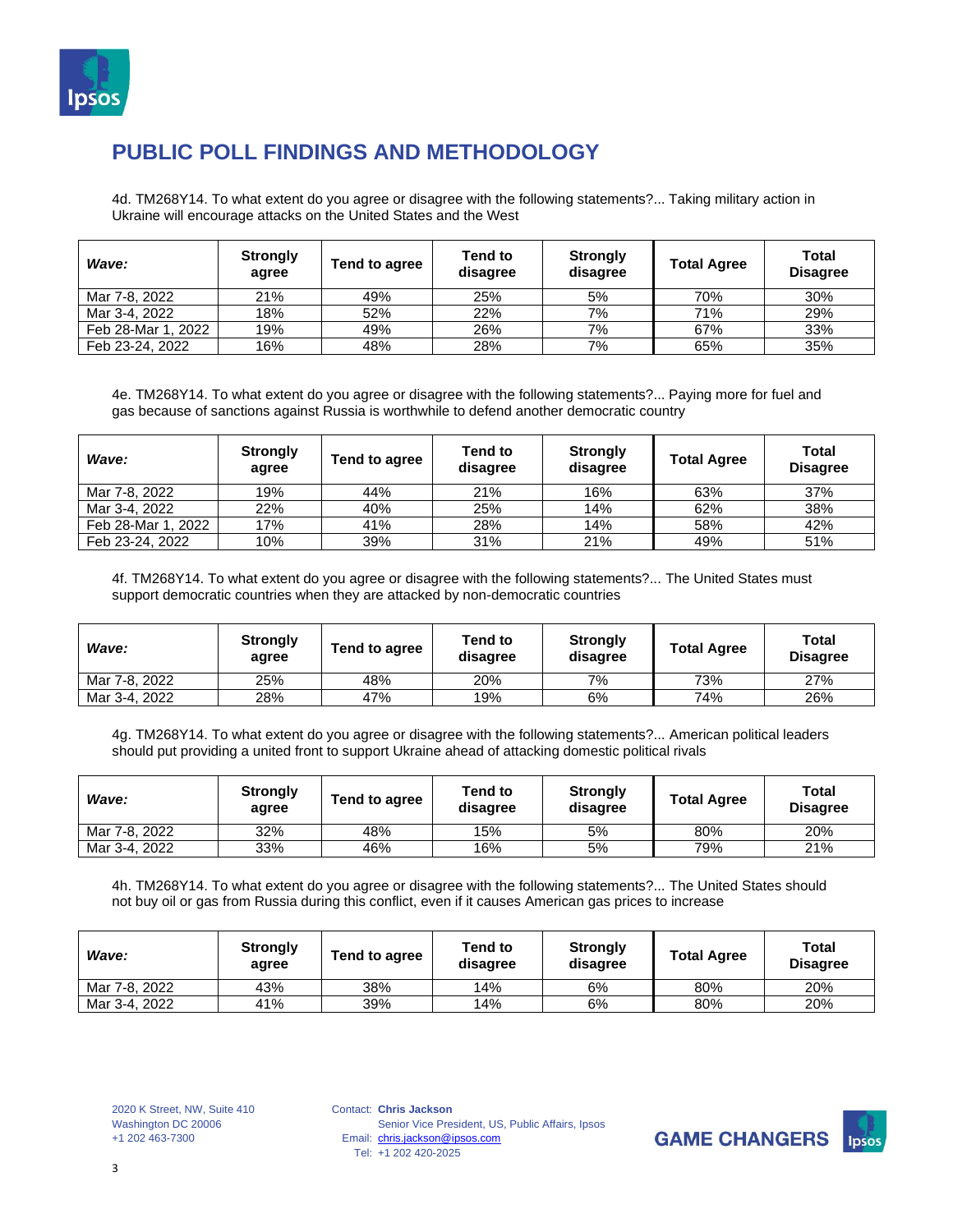# PUBLIC POLL FINDINGS AND METHODOLOGY

4d. TM268Y14. To what extent do you agree or disagree with the following statements?... Taking military action in Ukraine will encourage attacks on the United States and the West

| *Wave:* | Strongly agree | Tend to agree | Tend to disagree | Strongly disagree | Total Agree | Total Disagree |
|---|---|---|---|---|---|---|
| Mar 7-8, 2022 | 21% | 49% | 25% | 5% | 70% | 30% |
| Mar 3-4, 2022 | 18% | 52% | 22% | 7% | 71% | 29% |
| Feb 28-Mar 1, 2022 | 19% | 49% | 26% | 7% | 67% | 33% |
| Feb 23-24, 2022 | 16% | 48% | 28% | 7% | 65% | 35% |

4e. TM268Y14. To what extent do you agree or disagree with the following statements?... Paying more for fuel and gas because of sanctions against Russia is worthwhile to defend another democratic country

| *Wave:* | Strongly agree | Tend to agree | Tend to disagree | Strongly disagree | Total Agree | Total Disagree |
|---|---|---|---|---|---|---|
| Mar 7-8, 2022 | 19% | 44% | 21% | 16% | 63% | 37% |
| Mar 3-4, 2022 | 22% | 40% | 25% | 14% | 62% | 38% |
| Feb 28-Mar 1, 2022 | 17% | 41% | 28% | 14% | 58% | 42% |
| Feb 23-24, 2022 | 10% | 39% | 31% | 21% | 49% | 51% |

4f. TM268Y14. To what extent do you agree or disagree with the following statements?... The United States must support democratic countries when they are attacked by non-democratic countries

| *Wave:* | Strongly agree | Tend to agree | Tend to disagree | Strongly disagree | Total Agree | Total Disagree |
|---|---|---|---|---|---|---|
| Mar 7-8, 2022 | 25% | 48% | 20% | 7% | 73% | 27% |
| Mar 3-4, 2022 | 28% | 47% | 19% | 6% | 74% | 26% |

4g. TM268Y14. To what extent do you agree or disagree with the following statements?... American political leaders should put providing a united front to support Ukraine ahead of attacking domestic political rivals

| *Wave:* | Strongly agree | Tend to agree | Tend to disagree | Strongly disagree | Total Agree | Total Disagree |
|---|---|---|---|---|---|---|
| Mar 7-8, 2022 | 32% | 48% | 15% | 5% | 80% | 20% |
| Mar 3-4, 2022 | 33% | 46% | 16% | 5% | 79% | 21% |

4h. TM268Y14. To what extent do you agree or disagree with the following statements?... The United States should not buy oil or gas from Russia during this conflict, even if it causes American gas prices to increase

| *Wave:* | Strongly agree | Tend to agree | Tend to disagree | Strongly disagree | Total Agree | Total Disagree |
|---|---|---|---|---|---|---|
| Mar 7-8, 2022 | 43% | 38% | 14% | 6% | 80% | 20% |
| Mar 3-4, 2022 | 41% | 39% | 14% | 6% | 80% | 20% |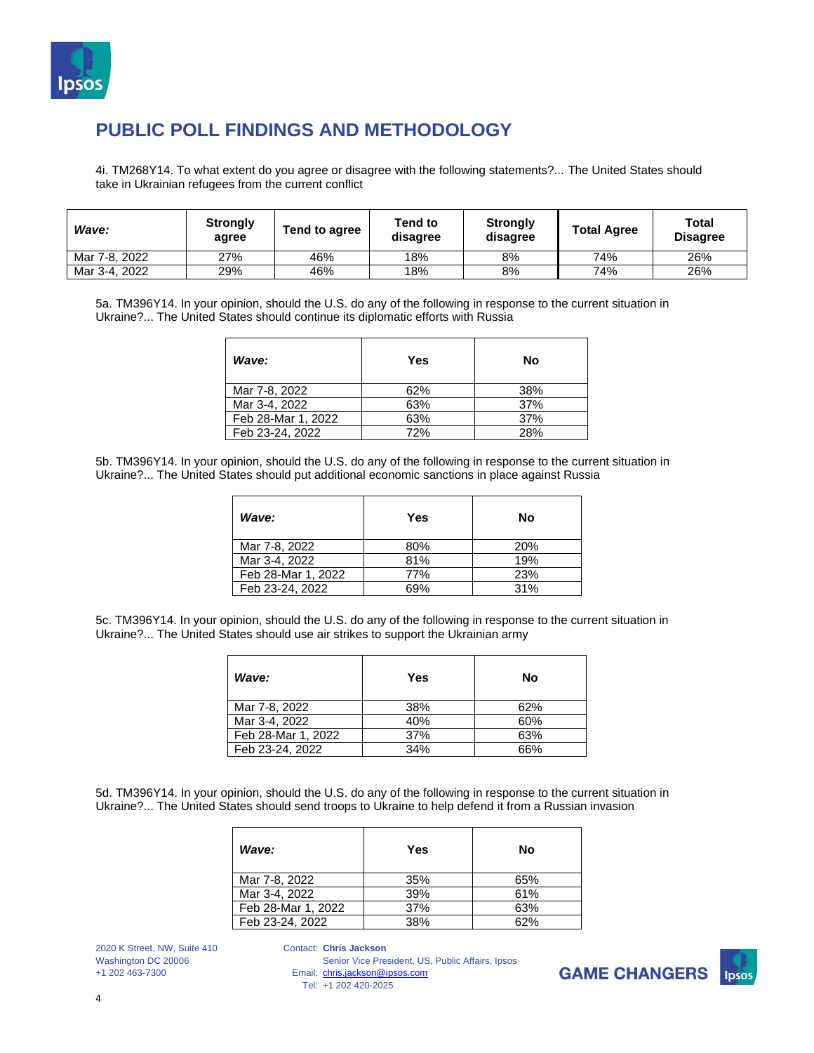## PUBLIC POLL FINDINGS AND METHODOLOGY

4i. TM268Y14. To what extent do you agree or disagree with the following statements?... The United States should take in Ukrainian refugees from the current conflict

| *Wave:* | Strongly agree | Tend to agree | Tend to disagree | Strongly disagree | Total Agree | Total Disagree |
|---|---|---|---|---|---|---|
| Mar 7-8, 2022 | 27% | 46% | 18% | 8% | 74% | 26% |
| Mar 3-4, 2022 | 29% | 46% | 18% | 8% | 74% | 26% |

5a. TM396Y14. In your opinion, should the U.S. do any of the following in response to the current situation in Ukraine?... The United States should continue its diplomatic efforts with Russia

| *Wave:* | Yes | No |
|---|---|---|
| Mar 7-8, 2022 | 62% | 38% |
| Mar 3-4, 2022 | 63% | 37% |
| Feb 28-Mar 1, 2022 | 63% | 37% |
| Feb 23-24, 2022 | 72% | 28% |

5b. TM396Y14. In your opinion, should the U.S. do any of the following in response to the current situation in Ukraine?... The United States should put additional economic sanctions in place against Russia

| *Wave:* | Yes | No |
|---|---|---|
| Mar 7-8, 2022 | 80% | 20% |
| Mar 3-4, 2022 | 81% | 19% |
| Feb 28-Mar 1, 2022 | 77% | 23% |
| Feb 23-24, 2022 | 69% | 31% |

5c. TM396Y14. In your opinion, should the U.S. do any of the following in response to the current situation in Ukraine?... The United States should use air strikes to support the Ukrainian army

| *Wave:* | Yes | No |
|---|---|---|
| Mar 7-8, 2022 | 38% | 62% |
| Mar 3-4, 2022 | 40% | 60% |
| Feb 28-Mar 1, 2022 | 37% | 63% |
| Feb 23-24, 2022 | 34% | 66% |

5d. TM396Y14. In your opinion, should the U.S. do any of the following in response to the current situation in Ukraine?... The United States should send troops to Ukraine to help defend it from a Russian invasion

| *Wave:* | Yes | No |
|---|---|---|
| Mar 7-8, 2022 | 35% | 65% |
| Mar 3-4, 2022 | 39% | 61% |
| Feb 28-Mar 1, 2022 | 37% | 63% |
| Feb 23-24, 2022 | 38% | 62% |

2020 K Street, NW, Suite 410
Washington DC 20006
+1 202 463-7300

Contact: **Chris Jackson**
Senior Vice President, US, Public Affairs, Ipsos
Email: chris.jackson@ipsos.com
Tel: +1 202 420-2025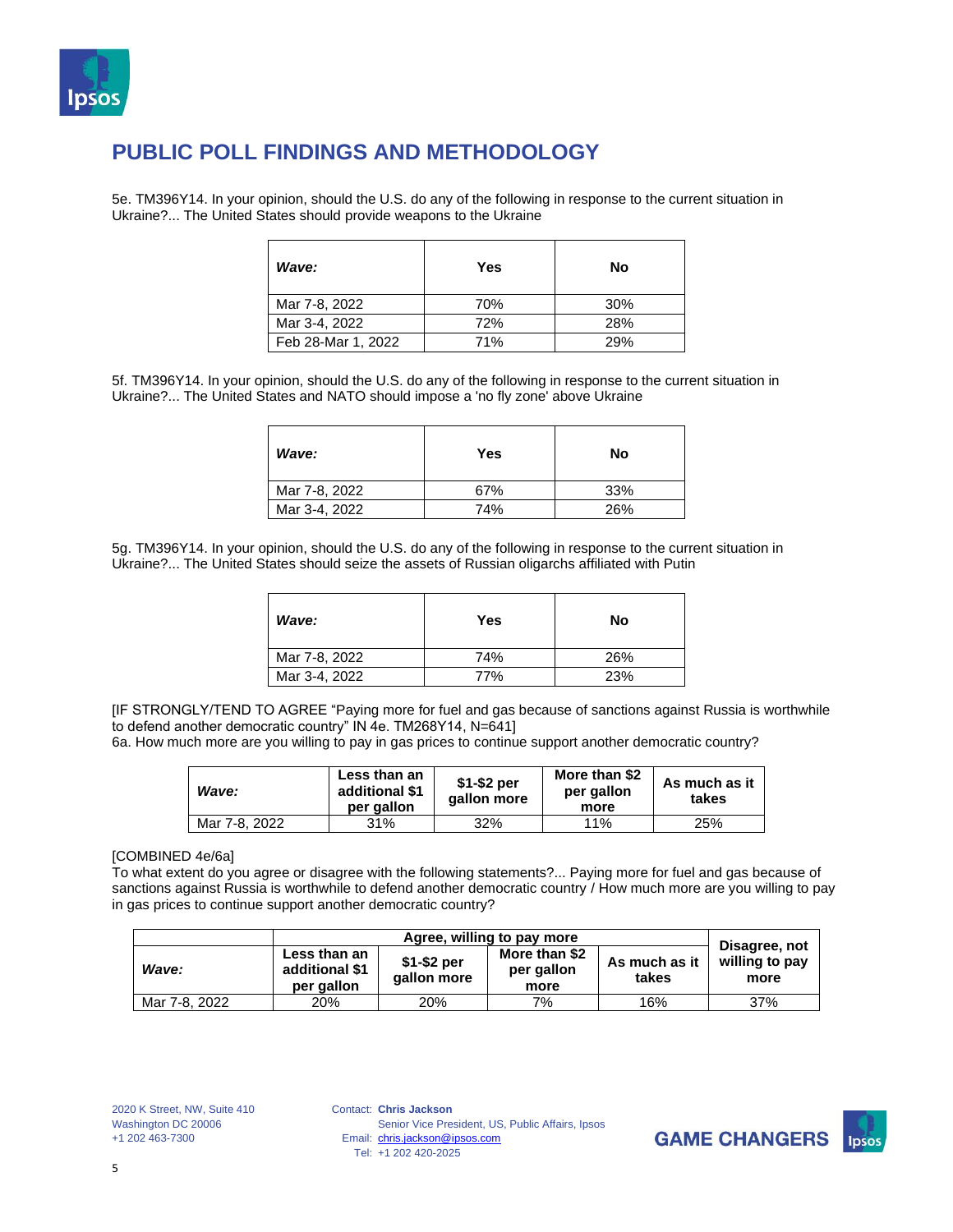## PUBLIC POLL FINDINGS AND METHODOLOGY

5e. TM396Y14. In your opinion, should the U.S. do any of the following in response to the current situation in Ukraine?... The United States should provide weapons to the Ukraine

| *Wave:* | Yes | No |
|---|---|---|
| Mar 7-8, 2022 | 70% | 30% |
| Mar 3-4, 2022 | 72% | 28% |
| Feb 28-Mar 1, 2022 | 71% | 29% |

5f. TM396Y14. In your opinion, should the U.S. do any of the following in response to the current situation in Ukraine?... The United States and NATO should impose a 'no fly zone' above Ukraine

| *Wave:* | Yes | No |
|---|---|---|
| Mar 7-8, 2022 | 67% | 33% |
| Mar 3-4, 2022 | 74% | 26% |

5g. TM396Y14. In your opinion, should the U.S. do any of the following in response to the current situation in Ukraine?... The United States should seize the assets of Russian oligarchs affiliated with Putin

| *Wave:* | Yes | No |
|---|---|---|
| Mar 7-8, 2022 | 74% | 26% |
| Mar 3-4, 2022 | 77% | 23% |

[IF STRONGLY/TEND TO AGREE "Paying more for fuel and gas because of sanctions against Russia is worthwhile to defend another democratic country" IN 4e. TM268Y14, N=641]
6a. How much more are you willing to pay in gas prices to continue support another democratic country?

| *Wave:* | Less than an additional $1 per gallon | $1-$2 per gallon more | More than $2 per gallon more | As much as it takes |
|---|---|---|---|---|
| Mar 7-8, 2022 | 31% | 32% | 11% | 25% |

[COMBINED 4e/6a]
To what extent do you agree or disagree with the following statements?... Paying more for fuel and gas because of sanctions against Russia is worthwhile to defend another democratic country / How much more are you willing to pay in gas prices to continue support another democratic country?

| | Agree, willing to pay more | | | | Disagree, not willing to pay more |
|---|---|---|---|---|---|
| *Wave:* | Less than an additional $1 per gallon | $1-$2 per gallon more | More than $2 per gallon more | As much as it takes | |
| Mar 7-8, 2022 | 20% | 20% | 7% | 16% | 37% |

2020 K Street, NW, Suite 410
Washington DC 20006
+1 202 463-7300

Contact: **Chris Jackson**
Senior Vice President, US, Public Affairs, Ipsos
Email: chris.jackson@ipsos.com
Tel: +1 202 420-2025

**GAME CHANGERS**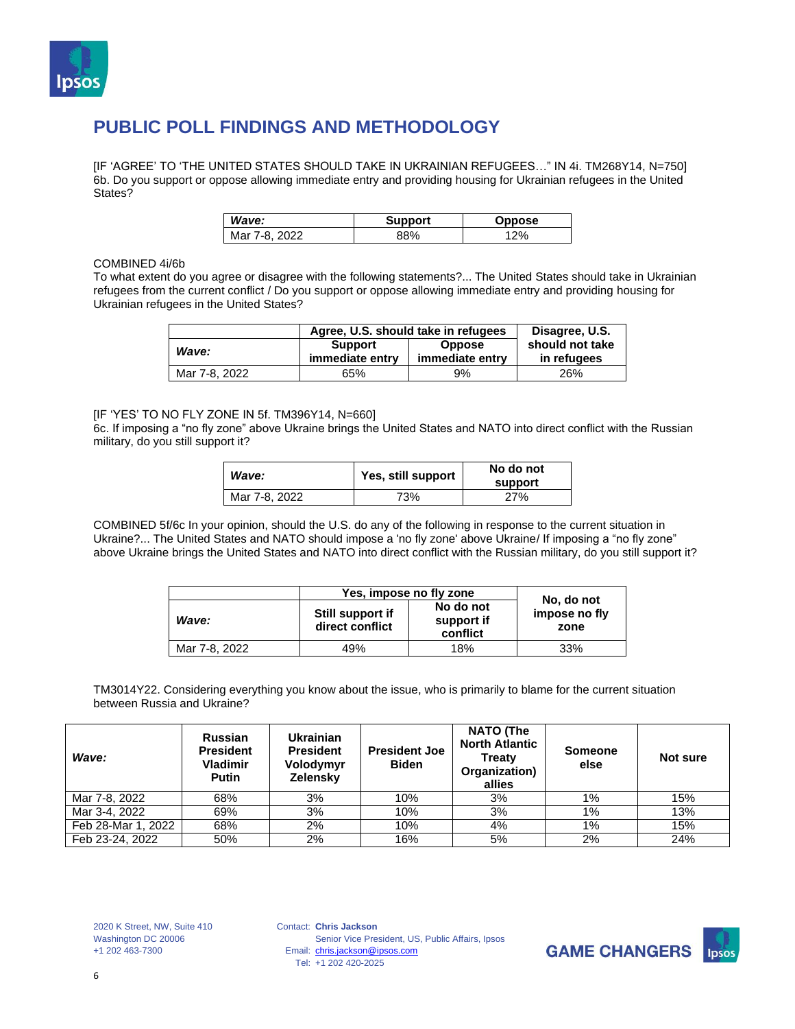## PUBLIC POLL FINDINGS AND METHODOLOGY

[IF 'AGREE' TO 'THE UNITED STATES SHOULD TAKE IN UKRAINIAN REFUGEES…" IN 4i. TM268Y14, N=750]
6b. Do you support or oppose allowing immediate entry and providing housing for Ukrainian refugees in the United States?

| *Wave:* | Support | Oppose |
|---|---|---|
| Mar 7-8, 2022 | 88% | 12% |

COMBINED 4i/6b
To what extent do you agree or disagree with the following statements?... The United States should take in Ukrainian refugees from the current conflict / Do you support or oppose allowing immediate entry and providing housing for Ukrainian refugees in the United States?

| | Agree, U.S. should take in refugees | | Disagree, U.S. should not take in refugees |
|---|---|---|---|
| *Wave:* | Support immediate entry | Oppose immediate entry | |
| Mar 7-8, 2022 | 65% | 9% | 26% |

[IF 'YES' TO NO FLY ZONE IN 5f. TM396Y14, N=660]
6c. If imposing a "no fly zone" above Ukraine brings the United States and NATO into direct conflict with the Russian military, do you still support it?

| *Wave:* | Yes, still support | No do not support |
|---|---|---|
| Mar 7-8, 2022 | 73% | 27% |

COMBINED 5f/6c In your opinion, should the U.S. do any of the following in response to the current situation in Ukraine?... The United States and NATO should impose a 'no fly zone' above Ukraine/ If imposing a "no fly zone" above Ukraine brings the United States and NATO into direct conflict with the Russian military, do you still support it?

| | Yes, impose no fly zone | | No, do not impose no fly zone |
|---|---|---|---|
| *Wave:* | Still support if direct conflict | No do not support if conflict | |
| Mar 7-8, 2022 | 49% | 18% | 33% |

TM3014Y22. Considering everything you know about the issue, who is primarily to blame for the current situation between Russia and Ukraine?

| *Wave:* | Russian President Vladimir Putin | Ukrainian President Volodymyr Zelensky | President Joe Biden | NATO (The North Atlantic Treaty Organization) allies | Someone else | Not sure |
|---|---|---|---|---|---|---|
| Mar 7-8, 2022 | 68% | 3% | 10% | 3% | 1% | 15% |
| Mar 3-4, 2022 | 69% | 3% | 10% | 3% | 1% | 13% |
| Feb 28-Mar 1, 2022 | 68% | 2% | 10% | 4% | 1% | 15% |
| Feb 23-24, 2022 | 50% | 2% | 16% | 5% | 2% | 24% |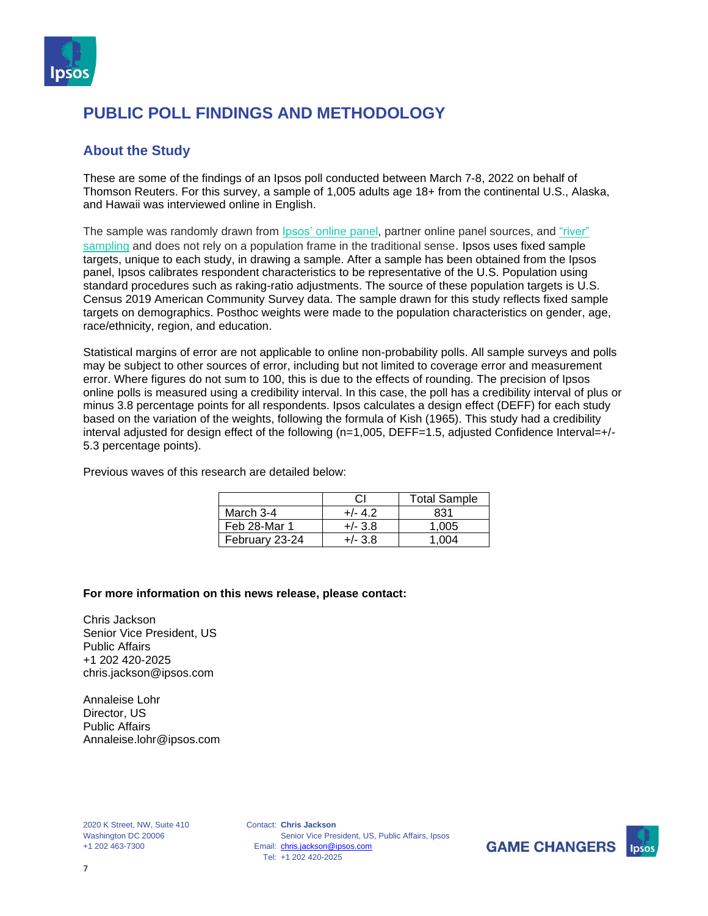# PUBLIC POLL FINDINGS AND METHODOLOGY

## About the Study

These are some of the findings of an Ipsos poll conducted between March 7-8, 2022 on behalf of Thomson Reuters. For this survey, a sample of 1,005 adults age 18+ from the continental U.S., Alaska, and Hawaii was interviewed online in English.

The sample was randomly drawn from Ipsos' online panel, partner online panel sources, and "river" sampling and does not rely on a population frame in the traditional sense. Ipsos uses fixed sample targets, unique to each study, in drawing a sample. After a sample has been obtained from the Ipsos panel, Ipsos calibrates respondent characteristics to be representative of the U.S. Population using standard procedures such as raking-ratio adjustments. The source of these population targets is U.S. Census 2019 American Community Survey data. The sample drawn for this study reflects fixed sample targets on demographics. Posthoc weights were made to the population characteristics on gender, age, race/ethnicity, region, and education.

Statistical margins of error are not applicable to online non-probability polls. All sample surveys and polls may be subject to other sources of error, including but not limited to coverage error and measurement error. Where figures do not sum to 100, this is due to the effects of rounding. The precision of Ipsos online polls is measured using a credibility interval. In this case, the poll has a credibility interval of plus or minus 3.8 percentage points for all respondents. Ipsos calculates a design effect (DEFF) for each study based on the variation of the weights, following the formula of Kish (1965). This study had a credibility interval adjusted for design effect of the following (n=1,005, DEFF=1.5, adjusted Confidence Interval=+/-5.3 percentage points).

Previous waves of this research are detailed below:

| | CI | Total Sample |
|---|---|---|
| March 3-4 | +/- 4.2 | 831 |
| Feb 28-Mar 1 | +/- 3.8 | 1,005 |
| February 23-24 | +/- 3.8 | 1,004 |

**For more information on this news release, please contact:**

Chris Jackson
Senior Vice President, US
Public Affairs
+1 202 420-2025
chris.jackson@ipsos.com

Annaleise Lohr
Director, US
Public Affairs
Annaleise.lohr@ipsos.com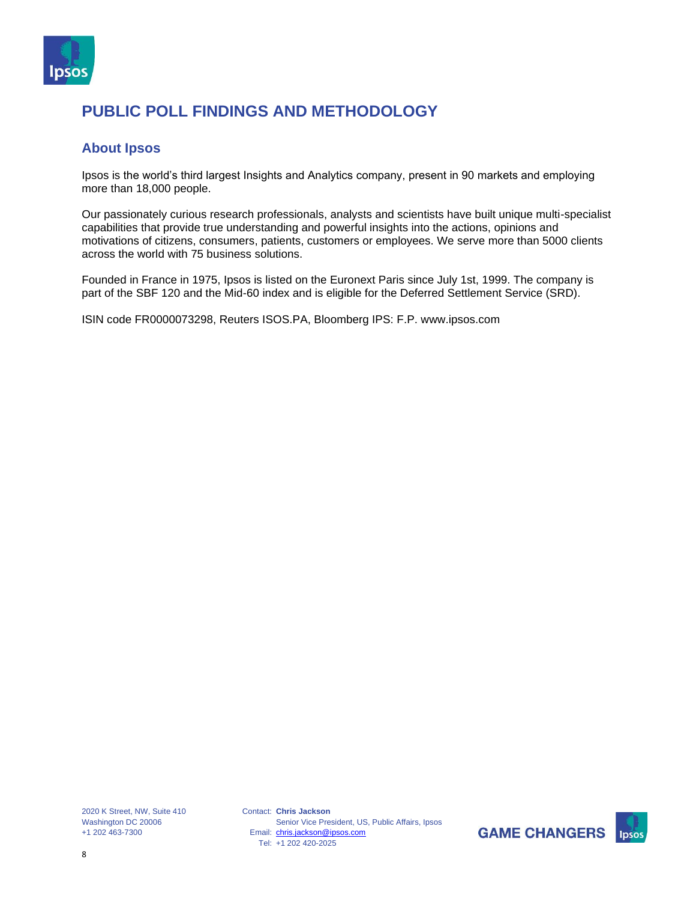# PUBLIC POLL FINDINGS AND METHODOLOGY

## About Ipsos

Ipsos is the world's third largest Insights and Analytics company, present in 90 markets and employing more than 18,000 people.

Our passionately curious research professionals, analysts and scientists have built unique multi-specialist capabilities that provide true understanding and powerful insights into the actions, opinions and motivations of citizens, consumers, patients, customers or employees. We serve more than 5000 clients across the world with 75 business solutions.

Founded in France in 1975, Ipsos is listed on the Euronext Paris since July 1st, 1999. The company is part of the SBF 120 and the Mid-60 index and is eligible for the Deferred Settlement Service (SRD).

ISIN code FR0000073298, Reuters ISOS.PA, Bloomberg IPS: F.P. www.ipsos.com